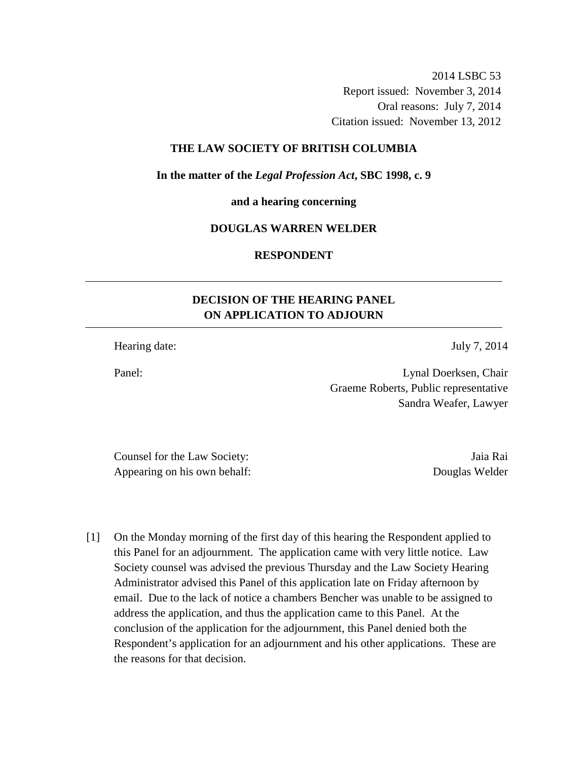2014 LSBC 53
Report issued: November 3, 2014
Oral reasons: July 7, 2014
Citation issued: November 13, 2012

**THE LAW SOCIETY OF BRITISH COLUMBIA**

**In the matter of the *Legal Profession Act*, SBC 1998, c. 9**

**and a hearing concerning**

**DOUGLAS WARREN WELDER**

**RESPONDENT**

---

# DECISION OF THE HEARING PANEL ON APPLICATION TO ADJOURN

---

Hearing date: July 7, 2014

Panel: Lynal Doerksen, Chair
Graeme Roberts, Public representative
Sandra Weafer, Lawyer

Counsel for the Law Society: Jaia Rai
Appearing on his own behalf: Douglas Welder

[1] On the Monday morning of the first day of this hearing the Respondent applied to this Panel for an adjournment. The application came with very little notice. Law Society counsel was advised the previous Thursday and the Law Society Hearing Administrator advised this Panel of this application late on Friday afternoon by email. Due to the lack of notice a chambers Bencher was unable to be assigned to address the application, and thus the application came to this Panel. At the conclusion of the application for the adjournment, this Panel denied both the Respondent's application for an adjournment and his other applications. These are the reasons for that decision.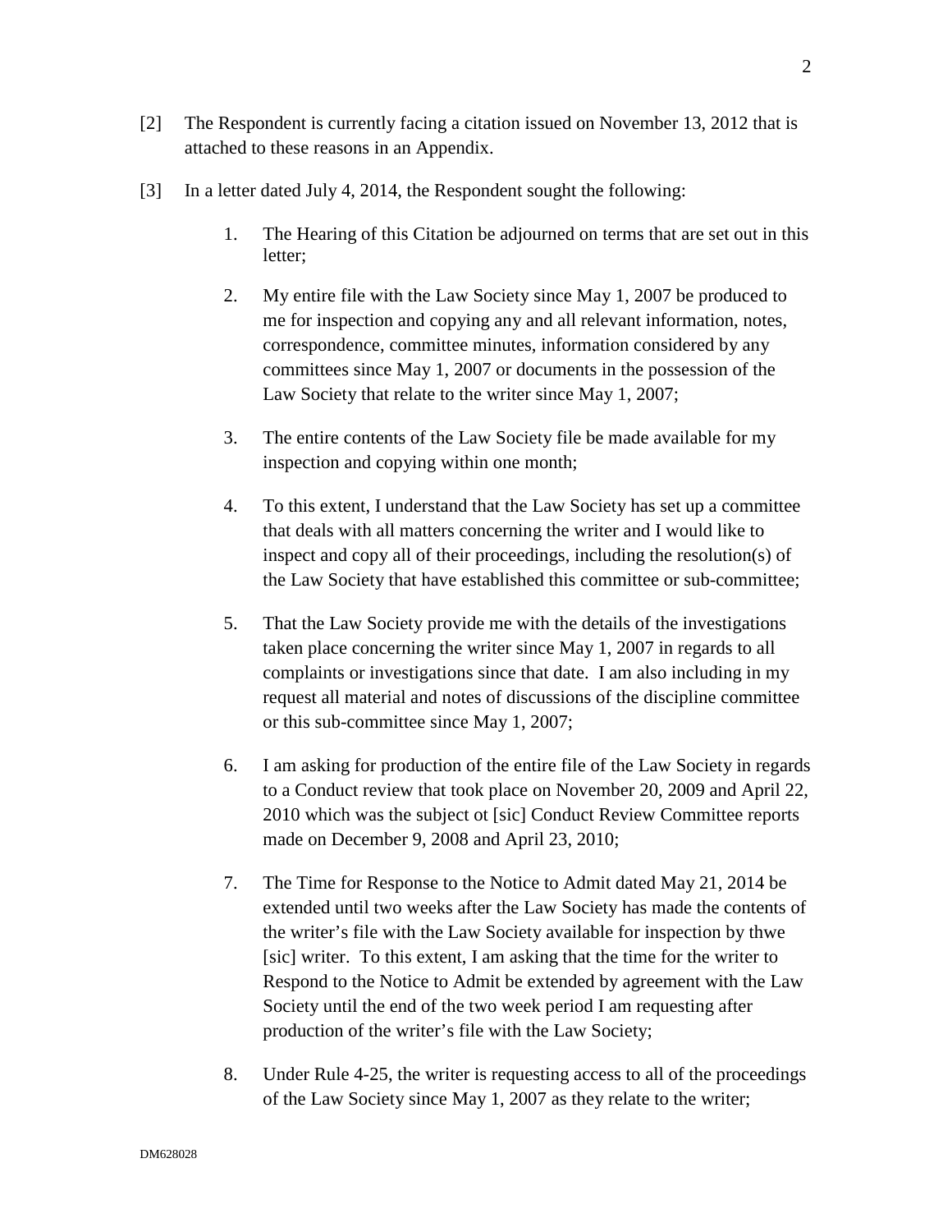[2] The Respondent is currently facing a citation issued on November 13, 2012 that is attached to these reasons in an Appendix.

[3] In a letter dated July 4, 2014, the Respondent sought the following:

1. The Hearing of this Citation be adjourned on terms that are set out in this letter;

2. My entire file with the Law Society since May 1, 2007 be produced to me for inspection and copying any and all relevant information, notes, correspondence, committee minutes, information considered by any committees since May 1, 2007 or documents in the possession of the Law Society that relate to the writer since May 1, 2007;

3. The entire contents of the Law Society file be made available for my inspection and copying within one month;

4. To this extent, I understand that the Law Society has set up a committee that deals with all matters concerning the writer and I would like to inspect and copy all of their proceedings, including the resolution(s) of the Law Society that have established this committee or sub-committee;

5. That the Law Society provide me with the details of the investigations taken place concerning the writer since May 1, 2007 in regards to all complaints or investigations since that date. I am also including in my request all material and notes of discussions of the discipline committee or this sub-committee since May 1, 2007;

6. I am asking for production of the entire file of the Law Society in regards to a Conduct review that took place on November 20, 2009 and April 22, 2010 which was the subject ot [sic] Conduct Review Committee reports made on December 9, 2008 and April 23, 2010;

7. The Time for Response to the Notice to Admit dated May 21, 2014 be extended until two weeks after the Law Society has made the contents of the writer's file with the Law Society available for inspection by thwe [sic] writer. To this extent, I am asking that the time for the writer to Respond to the Notice to Admit be extended by agreement with the Law Society until the end of the two week period I am requesting after production of the writer's file with the Law Society;

8. Under Rule 4-25, the writer is requesting access to all of the proceedings of the Law Society since May 1, 2007 as they relate to the writer;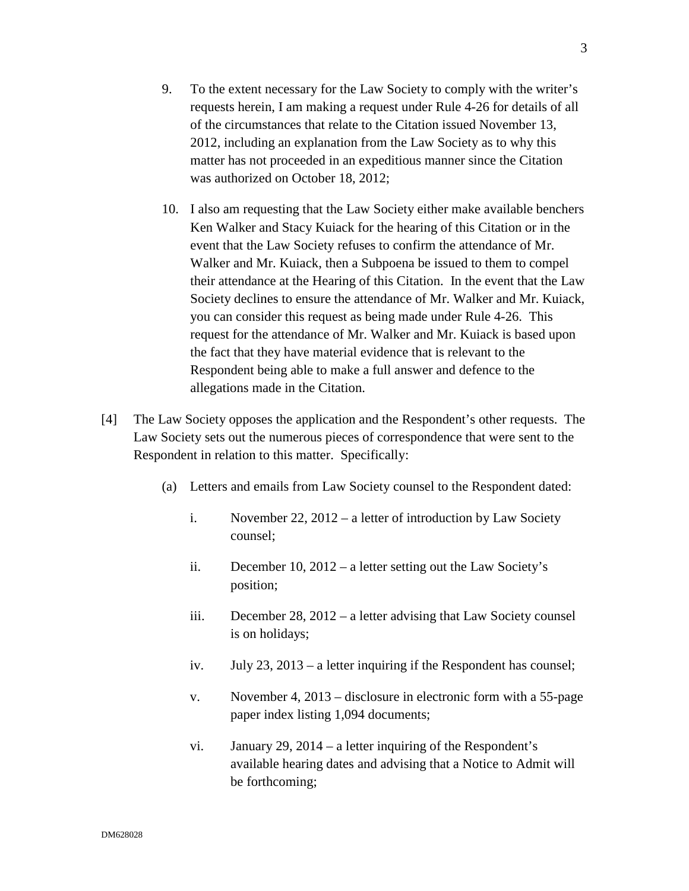9. To the extent necessary for the Law Society to comply with the writer's requests herein, I am making a request under Rule 4-26 for details of all of the circumstances that relate to the Citation issued November 13, 2012, including an explanation from the Law Society as to why this matter has not proceeded in an expeditious manner since the Citation was authorized on October 18, 2012;

10. I also am requesting that the Law Society either make available benchers Ken Walker and Stacy Kuiack for the hearing of this Citation or in the event that the Law Society refuses to confirm the attendance of Mr. Walker and Mr. Kuiack, then a Subpoena be issued to them to compel their attendance at the Hearing of this Citation. In the event that the Law Society declines to ensure the attendance of Mr. Walker and Mr. Kuiack, you can consider this request as being made under Rule 4-26. This request for the attendance of Mr. Walker and Mr. Kuiack is based upon the fact that they have material evidence that is relevant to the Respondent being able to make a full answer and defence to the allegations made in the Citation.

[4] The Law Society opposes the application and the Respondent's other requests. The Law Society sets out the numerous pieces of correspondence that were sent to the Respondent in relation to this matter. Specifically:

(a) Letters and emails from Law Society counsel to the Respondent dated:

i. November 22, 2012 – a letter of introduction by Law Society counsel;

ii. December 10, 2012 – a letter setting out the Law Society's position;

iii. December 28, 2012 – a letter advising that Law Society counsel is on holidays;

iv. July 23, 2013 – a letter inquiring if the Respondent has counsel;

v. November 4, 2013 – disclosure in electronic form with a 55-page paper index listing 1,094 documents;

vi. January 29, 2014 – a letter inquiring of the Respondent's available hearing dates and advising that a Notice to Admit will be forthcoming;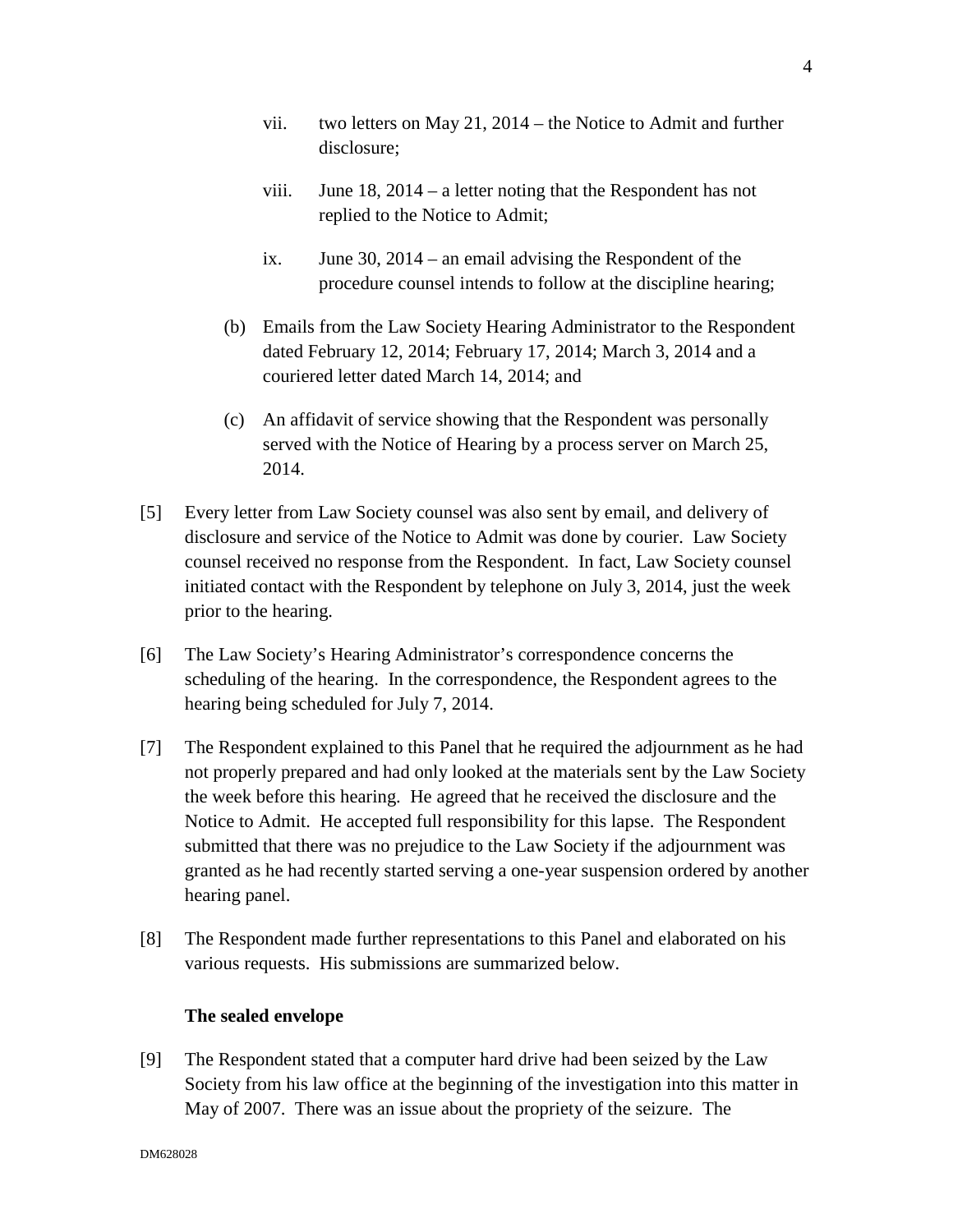vii. two letters on May 21, 2014 – the Notice to Admit and further disclosure;

viii. June 18, 2014 – a letter noting that the Respondent has not replied to the Notice to Admit;

ix. June 30, 2014 – an email advising the Respondent of the procedure counsel intends to follow at the discipline hearing;

(b) Emails from the Law Society Hearing Administrator to the Respondent dated February 12, 2014; February 17, 2014; March 3, 2014 and a couriered letter dated March 14, 2014; and

(c) An affidavit of service showing that the Respondent was personally served with the Notice of Hearing by a process server on March 25, 2014.

[5] Every letter from Law Society counsel was also sent by email, and delivery of disclosure and service of the Notice to Admit was done by courier. Law Society counsel received no response from the Respondent. In fact, Law Society counsel initiated contact with the Respondent by telephone on July 3, 2014, just the week prior to the hearing.

[6] The Law Society's Hearing Administrator's correspondence concerns the scheduling of the hearing. In the correspondence, the Respondent agrees to the hearing being scheduled for July 7, 2014.

[7] The Respondent explained to this Panel that he required the adjournment as he had not properly prepared and had only looked at the materials sent by the Law Society the week before this hearing. He agreed that he received the disclosure and the Notice to Admit. He accepted full responsibility for this lapse. The Respondent submitted that there was no prejudice to the Law Society if the adjournment was granted as he had recently started serving a one-year suspension ordered by another hearing panel.

[8] The Respondent made further representations to this Panel and elaborated on his various requests. His submissions are summarized below.

**The sealed envelope**

[9] The Respondent stated that a computer hard drive had been seized by the Law Society from his law office at the beginning of the investigation into this matter in May of 2007. There was an issue about the propriety of the seizure. The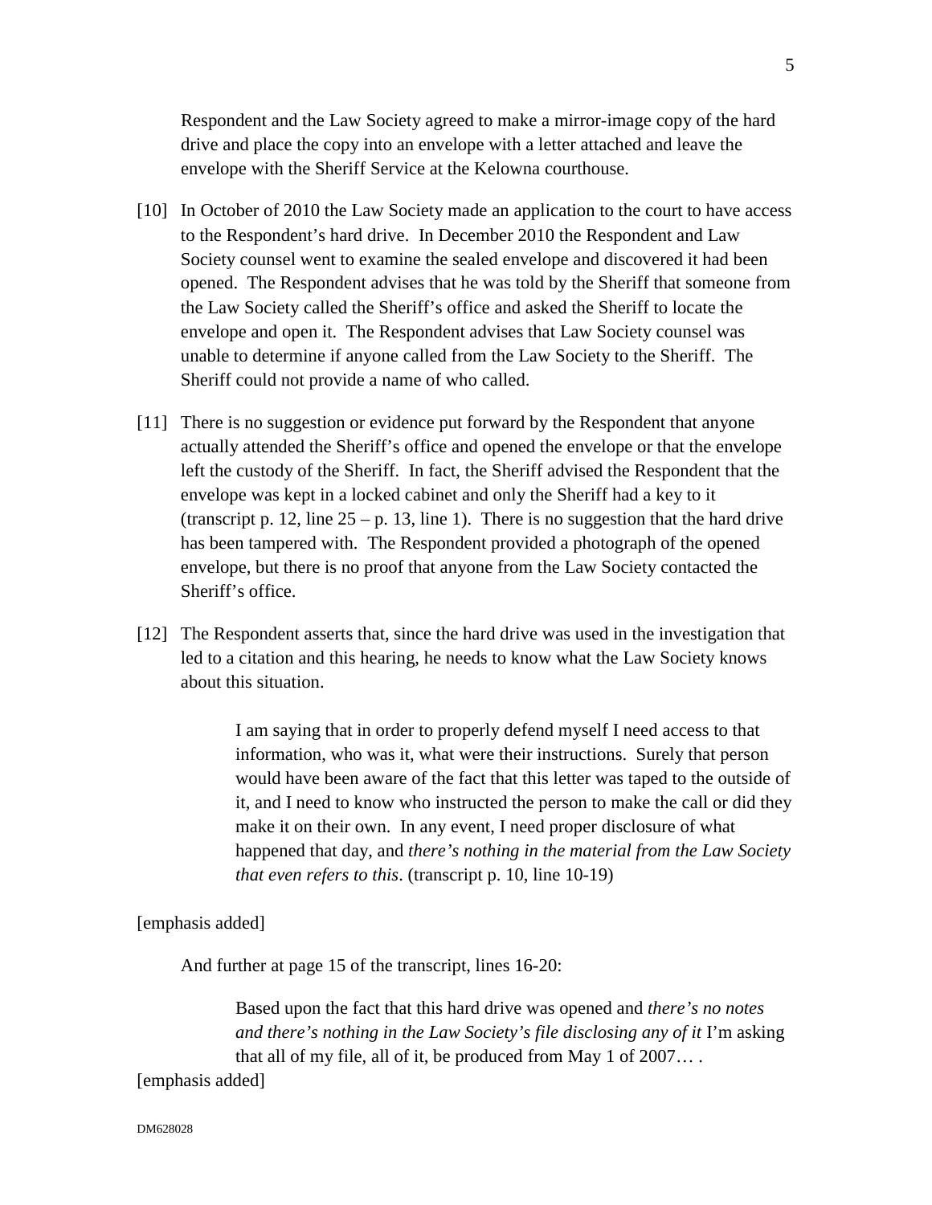Respondent and the Law Society agreed to make a mirror-image copy of the hard drive and place the copy into an envelope with a letter attached and leave the envelope with the Sheriff Service at the Kelowna courthouse.

[10] In October of 2010 the Law Society made an application to the court to have access to the Respondent's hard drive. In December 2010 the Respondent and Law Society counsel went to examine the sealed envelope and discovered it had been opened. The Respondent advises that he was told by the Sheriff that someone from the Law Society called the Sheriff's office and asked the Sheriff to locate the envelope and open it. The Respondent advises that Law Society counsel was unable to determine if anyone called from the Law Society to the Sheriff. The Sheriff could not provide a name of who called.

[11] There is no suggestion or evidence put forward by the Respondent that anyone actually attended the Sheriff's office and opened the envelope or that the envelope left the custody of the Sheriff. In fact, the Sheriff advised the Respondent that the envelope was kept in a locked cabinet and only the Sheriff had a key to it (transcript p. 12, line 25 – p. 13, line 1). There is no suggestion that the hard drive has been tampered with. The Respondent provided a photograph of the opened envelope, but there is no proof that anyone from the Law Society contacted the Sheriff's office.

[12] The Respondent asserts that, since the hard drive was used in the investigation that led to a citation and this hearing, he needs to know what the Law Society knows about this situation.

> I am saying that in order to properly defend myself I need access to that information, who was it, what were their instructions. Surely that person would have been aware of the fact that this letter was taped to the outside of it, and I need to know who instructed the person to make the call or did they make it on their own. In any event, I need proper disclosure of what happened that day, and *there's nothing in the material from the Law Society that even refers to this*. (transcript p. 10, line 10-19)

[emphasis added]

And further at page 15 of the transcript, lines 16-20:

> Based upon the fact that this hard drive was opened and *there's no notes and there's nothing in the Law Society's file disclosing any of it* I'm asking that all of my file, all of it, be produced from May 1 of 2007… .

[emphasis added]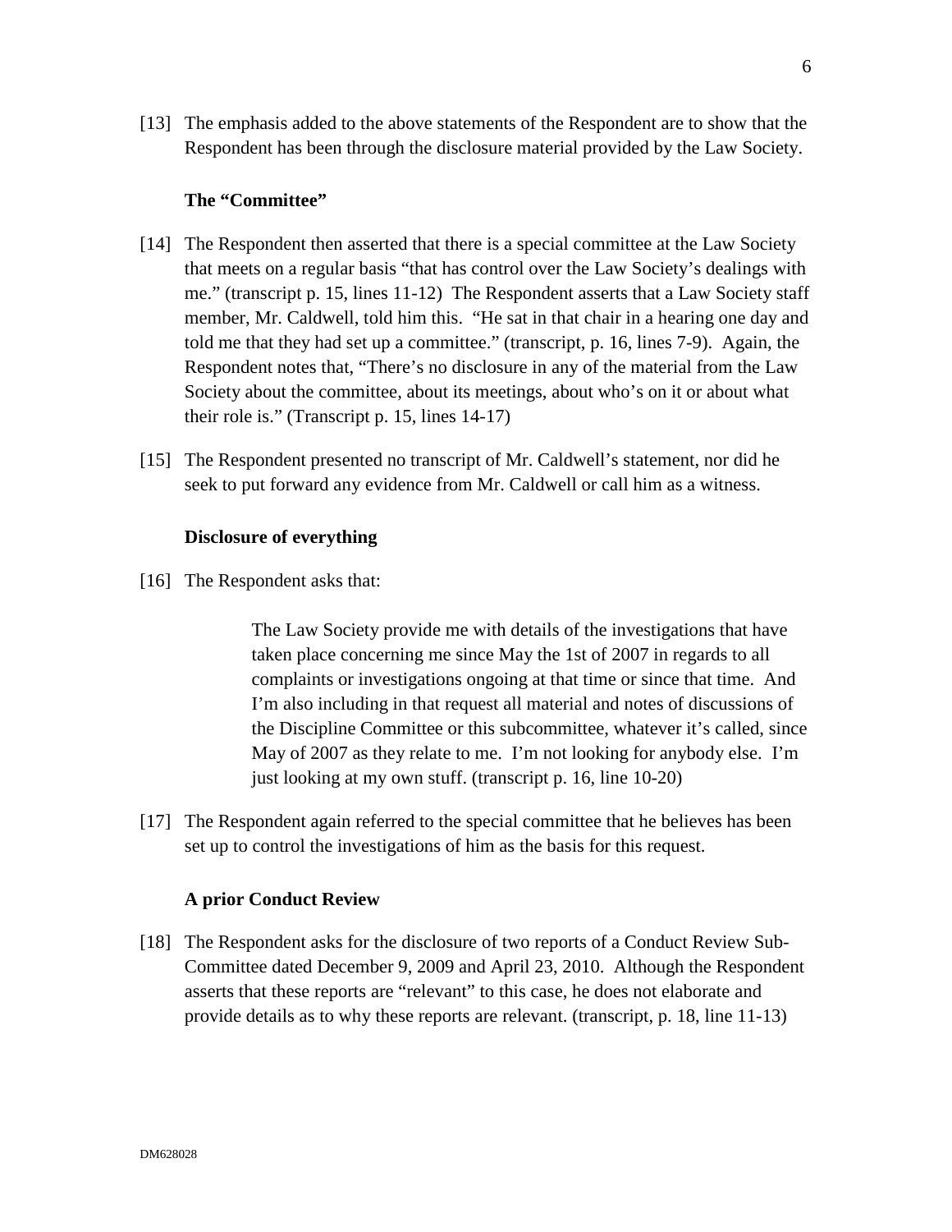[13] The emphasis added to the above statements of the Respondent are to show that the Respondent has been through the disclosure material provided by the Law Society.

### The "Committee"

[14] The Respondent then asserted that there is a special committee at the Law Society that meets on a regular basis "that has control over the Law Society's dealings with me." (transcript p. 15, lines 11-12) The Respondent asserts that a Law Society staff member, Mr. Caldwell, told him this. "He sat in that chair in a hearing one day and told me that they had set up a committee." (transcript, p. 16, lines 7-9). Again, the Respondent notes that, "There's no disclosure in any of the material from the Law Society about the committee, about its meetings, about who's on it or about what their role is." (Transcript p. 15, lines 14-17)

[15] The Respondent presented no transcript of Mr. Caldwell's statement, nor did he seek to put forward any evidence from Mr. Caldwell or call him as a witness.

### Disclosure of everything

[16] The Respondent asks that:

> The Law Society provide me with details of the investigations that have taken place concerning me since May the 1st of 2007 in regards to all complaints or investigations ongoing at that time or since that time. And I'm also including in that request all material and notes of discussions of the Discipline Committee or this subcommittee, whatever it's called, since May of 2007 as they relate to me. I'm not looking for anybody else. I'm just looking at my own stuff. (transcript p. 16, line 10-20)

[17] The Respondent again referred to the special committee that he believes has been set up to control the investigations of him as the basis for this request.

### A prior Conduct Review

[18] The Respondent asks for the disclosure of two reports of a Conduct Review Sub-Committee dated December 9, 2009 and April 23, 2010. Although the Respondent asserts that these reports are "relevant" to this case, he does not elaborate and provide details as to why these reports are relevant. (transcript, p. 18, line 11-13)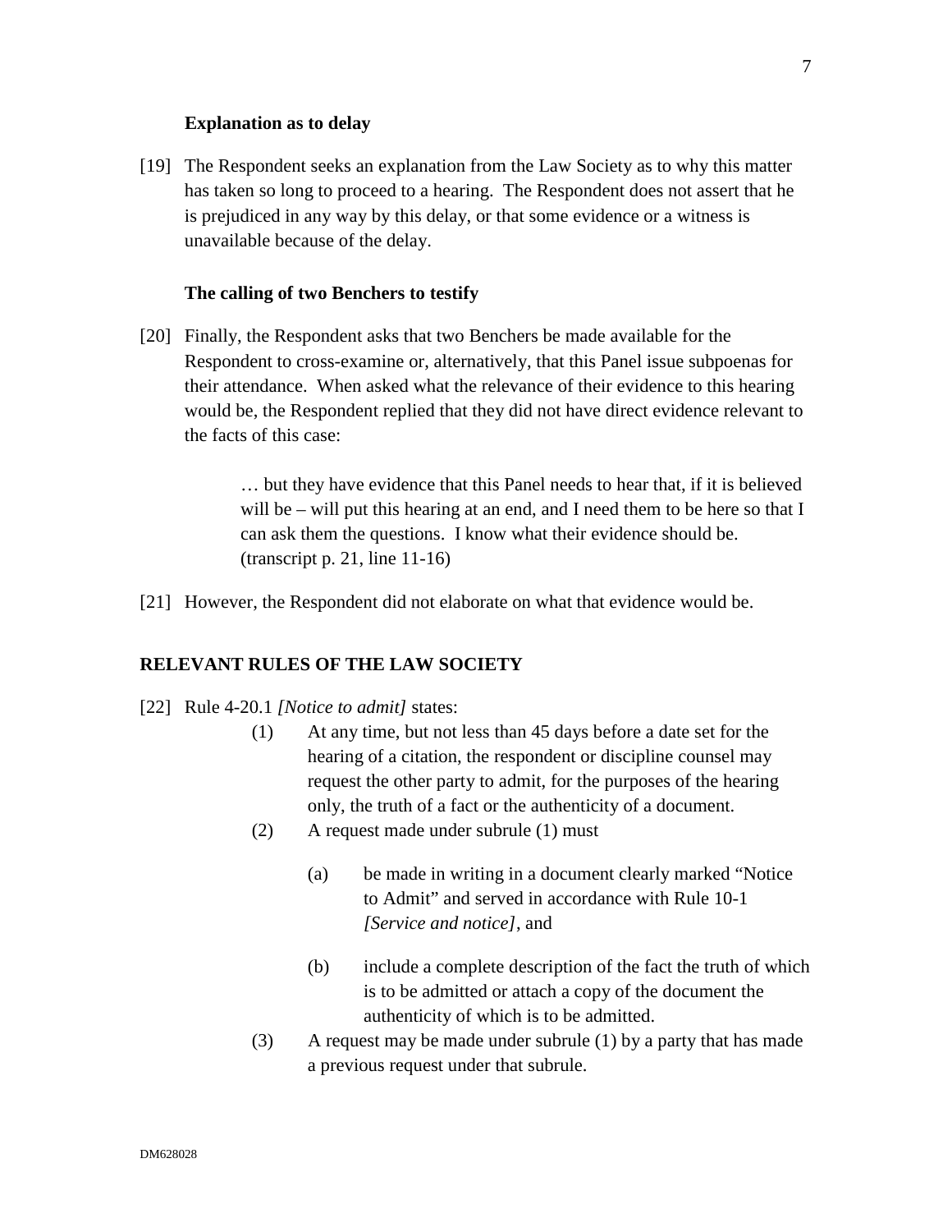**Explanation as to delay**

[19] The Respondent seeks an explanation from the Law Society as to why this matter has taken so long to proceed to a hearing. The Respondent does not assert that he is prejudiced in any way by this delay, or that some evidence or a witness is unavailable because of the delay.

**The calling of two Benchers to testify**

[20] Finally, the Respondent asks that two Benchers be made available for the Respondent to cross-examine or, alternatively, that this Panel issue subpoenas for their attendance. When asked what the relevance of their evidence to this hearing would be, the Respondent replied that they did not have direct evidence relevant to the facts of this case:

> … but they have evidence that this Panel needs to hear that, if it is believed will be – will put this hearing at an end, and I need them to be here so that I can ask them the questions. I know what their evidence should be. (transcript p. 21, line 11-16)

[21] However, the Respondent did not elaborate on what that evidence would be.

## RELEVANT RULES OF THE LAW SOCIETY

[22] Rule 4-20.1 *[Notice to admit]* states:

> (1) At any time, but not less than 45 days before a date set for the hearing of a citation, the respondent or discipline counsel may request the other party to admit, for the purposes of the hearing only, the truth of a fact or the authenticity of a document.
>
> (2) A request made under subrule (1) must
>
> > (a) be made in writing in a document clearly marked "Notice to Admit" and served in accordance with Rule 10-1 *[Service and notice]*, and
> >
> > (b) include a complete description of the fact the truth of which is to be admitted or attach a copy of the document the authenticity of which is to be admitted.
>
> (3) A request may be made under subrule (1) by a party that has made a previous request under that subrule.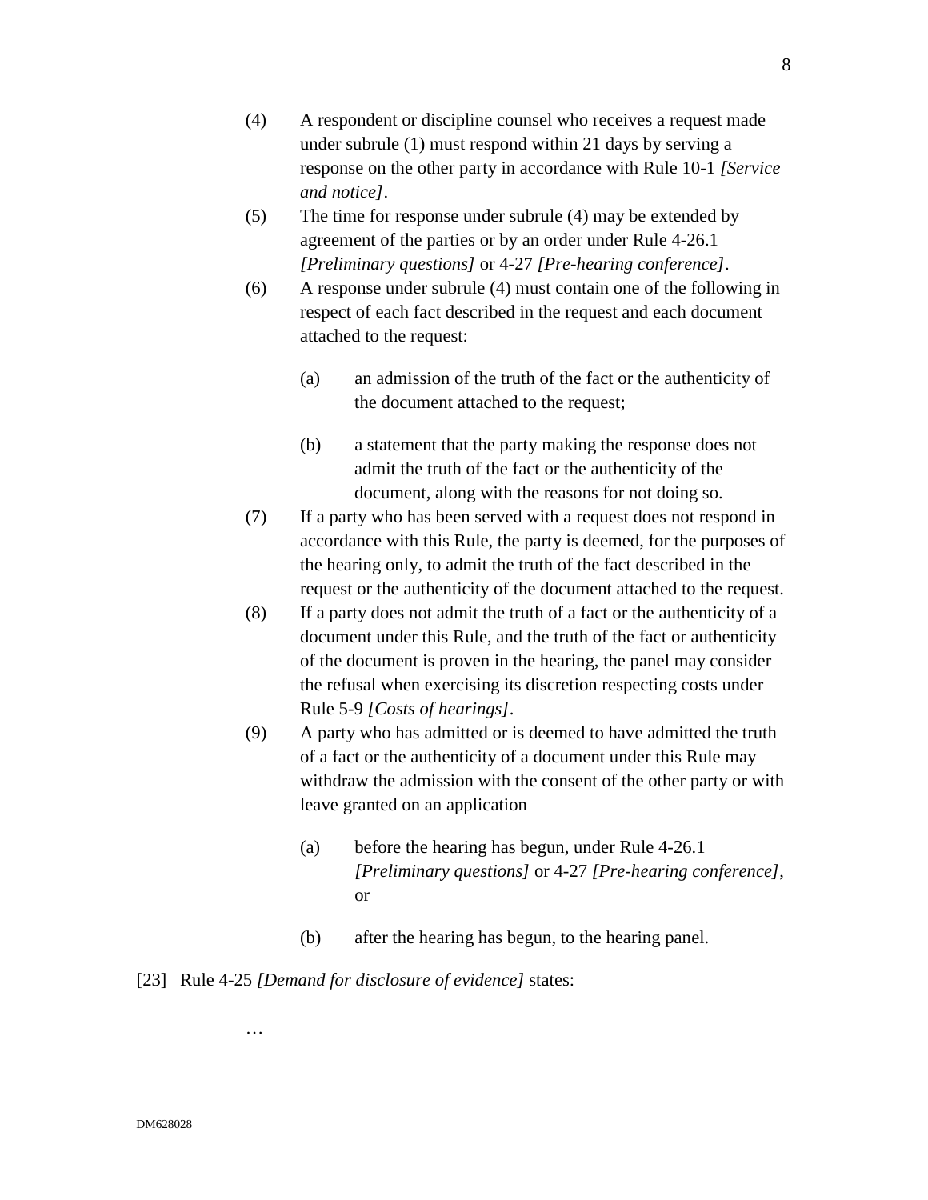(4) A respondent or discipline counsel who receives a request made under subrule (1) must respond within 21 days by serving a response on the other party in accordance with Rule 10-1 *[Service and notice]*.

(5) The time for response under subrule (4) may be extended by agreement of the parties or by an order under Rule 4-26.1 *[Preliminary questions]* or 4-27 *[Pre-hearing conference]*.

(6) A response under subrule (4) must contain one of the following in respect of each fact described in the request and each document attached to the request:

> (a) an admission of the truth of the fact or the authenticity of the document attached to the request;
>
> (b) a statement that the party making the response does not admit the truth of the fact or the authenticity of the document, along with the reasons for not doing so.

(7) If a party who has been served with a request does not respond in accordance with this Rule, the party is deemed, for the purposes of the hearing only, to admit the truth of the fact described in the request or the authenticity of the document attached to the request.

(8) If a party does not admit the truth of a fact or the authenticity of a document under this Rule, and the truth of the fact or authenticity of the document is proven in the hearing, the panel may consider the refusal when exercising its discretion respecting costs under Rule 5-9 *[Costs of hearings]*.

(9) A party who has admitted or is deemed to have admitted the truth of a fact or the authenticity of a document under this Rule may withdraw the admission with the consent of the other party or with leave granted on an application

> (a) before the hearing has begun, under Rule 4-26.1 *[Preliminary questions]* or 4-27 *[Pre-hearing conference]*, or
>
> (b) after the hearing has begun, to the hearing panel.

[23] Rule 4-25 *[Demand for disclosure of evidence]* states:

…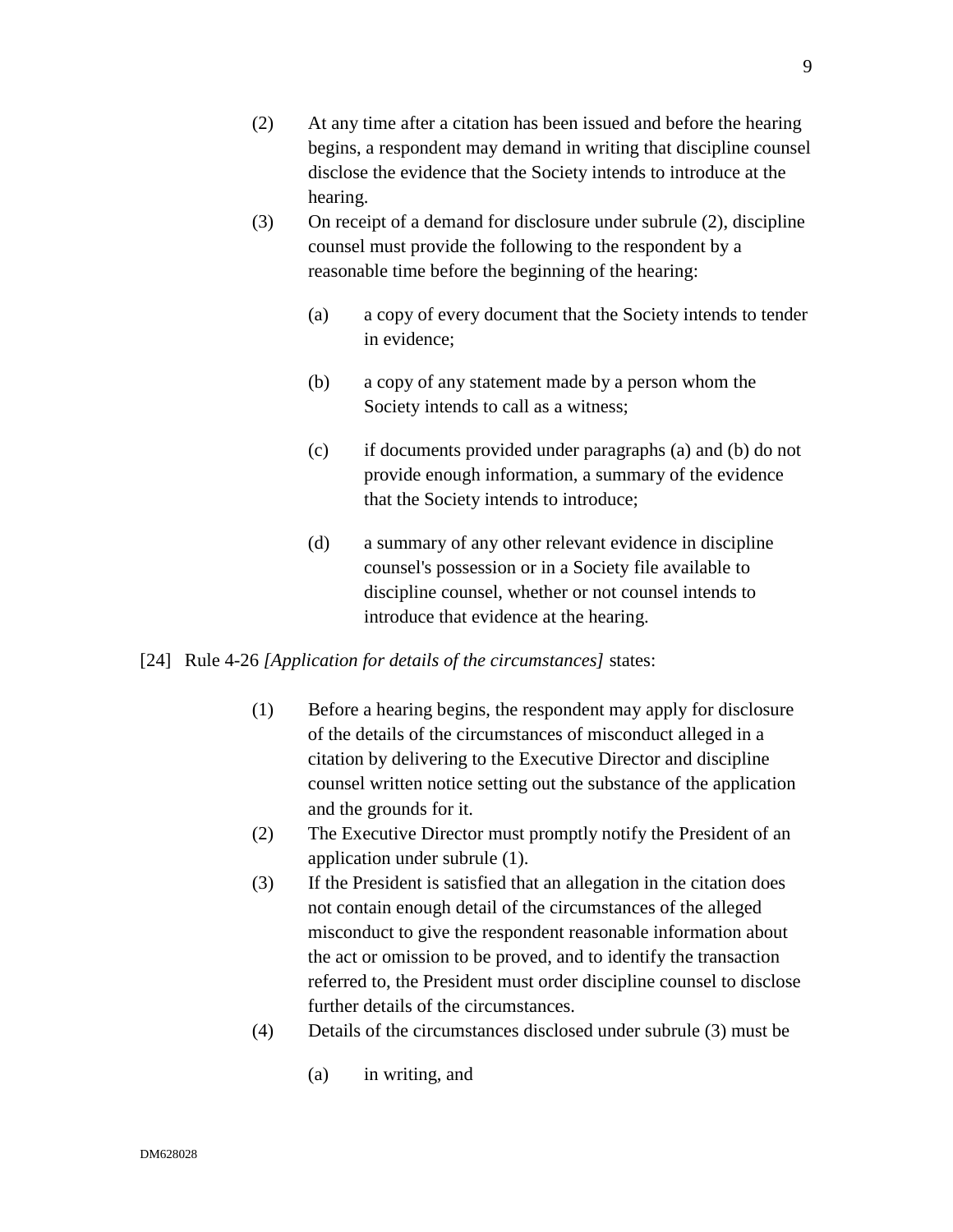(2) At any time after a citation has been issued and before the hearing begins, a respondent may demand in writing that discipline counsel disclose the evidence that the Society intends to introduce at the hearing.

(3) On receipt of a demand for disclosure under subrule (2), discipline counsel must provide the following to the respondent by a reasonable time before the beginning of the hearing:

(a) a copy of every document that the Society intends to tender in evidence;

(b) a copy of any statement made by a person whom the Society intends to call as a witness;

(c) if documents provided under paragraphs (a) and (b) do not provide enough information, a summary of the evidence that the Society intends to introduce;

(d) a summary of any other relevant evidence in discipline counsel's possession or in a Society file available to discipline counsel, whether or not counsel intends to introduce that evidence at the hearing.

[24] Rule 4-26 *[Application for details of the circumstances]* states:

(1) Before a hearing begins, the respondent may apply for disclosure of the details of the circumstances of misconduct alleged in a citation by delivering to the Executive Director and discipline counsel written notice setting out the substance of the application and the grounds for it.

(2) The Executive Director must promptly notify the President of an application under subrule (1).

(3) If the President is satisfied that an allegation in the citation does not contain enough detail of the circumstances of the alleged misconduct to give the respondent reasonable information about the act or omission to be proved, and to identify the transaction referred to, the President must order discipline counsel to disclose further details of the circumstances.

(4) Details of the circumstances disclosed under subrule (3) must be

(a) in writing, and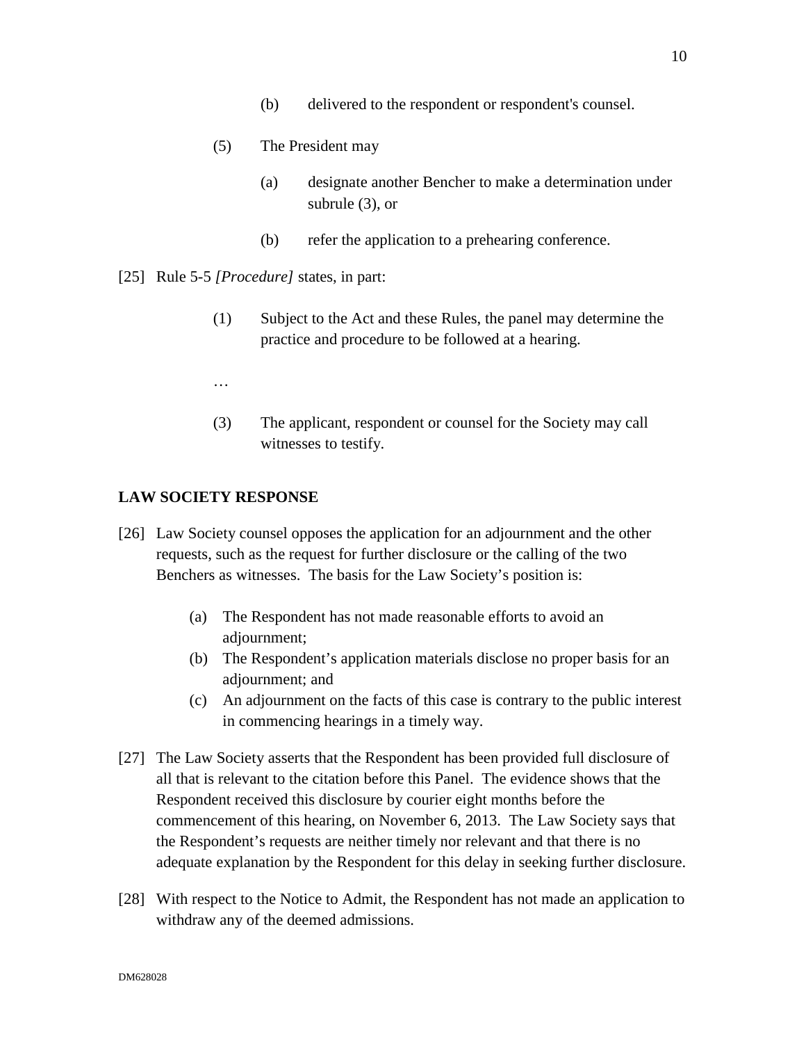(b) delivered to the respondent or respondent's counsel.

(5) The President may

(a) designate another Bencher to make a determination under subrule (3), or

(b) refer the application to a prehearing conference.

[25] Rule 5-5 *[Procedure]* states, in part:

(1) Subject to the Act and these Rules, the panel may determine the practice and procedure to be followed at a hearing.

…

(3) The applicant, respondent or counsel for the Society may call witnesses to testify.

**LAW SOCIETY RESPONSE**

[26] Law Society counsel opposes the application for an adjournment and the other requests, such as the request for further disclosure or the calling of the two Benchers as witnesses. The basis for the Law Society's position is:

(a) The Respondent has not made reasonable efforts to avoid an adjournment;
(b) The Respondent's application materials disclose no proper basis for an adjournment; and
(c) An adjournment on the facts of this case is contrary to the public interest in commencing hearings in a timely way.

[27] The Law Society asserts that the Respondent has been provided full disclosure of all that is relevant to the citation before this Panel. The evidence shows that the Respondent received this disclosure by courier eight months before the commencement of this hearing, on November 6, 2013. The Law Society says that the Respondent's requests are neither timely nor relevant and that there is no adequate explanation by the Respondent for this delay in seeking further disclosure.

[28] With respect to the Notice to Admit, the Respondent has not made an application to withdraw any of the deemed admissions.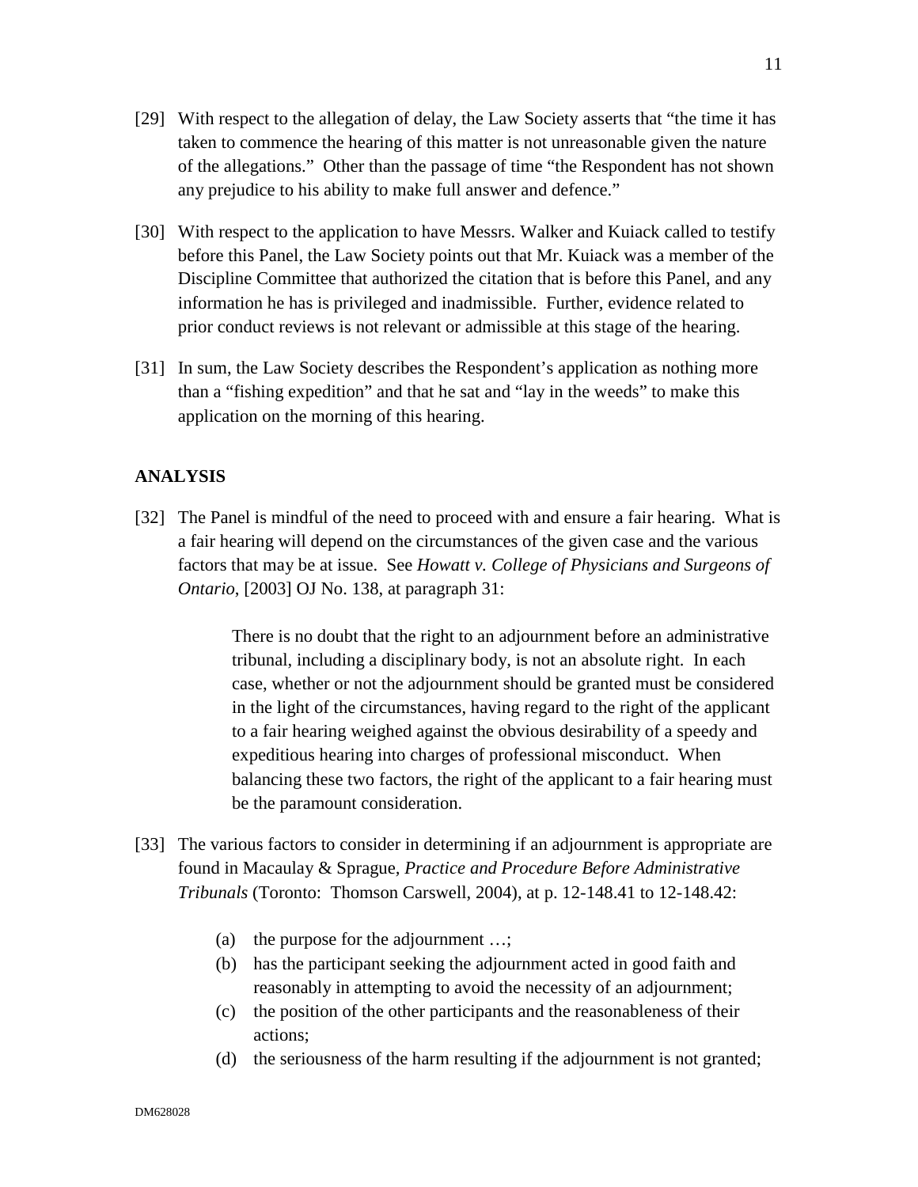[29] With respect to the allegation of delay, the Law Society asserts that "the time it has taken to commence the hearing of this matter is not unreasonable given the nature of the allegations." Other than the passage of time "the Respondent has not shown any prejudice to his ability to make full answer and defence."

[30] With respect to the application to have Messrs. Walker and Kuiack called to testify before this Panel, the Law Society points out that Mr. Kuiack was a member of the Discipline Committee that authorized the citation that is before this Panel, and any information he has is privileged and inadmissible. Further, evidence related to prior conduct reviews is not relevant or admissible at this stage of the hearing.

[31] In sum, the Law Society describes the Respondent's application as nothing more than a "fishing expedition" and that he sat and "lay in the weeds" to make this application on the morning of this hearing.

## ANALYSIS

[32] The Panel is mindful of the need to proceed with and ensure a fair hearing. What is a fair hearing will depend on the circumstances of the given case and the various factors that may be at issue. See *Howatt v. College of Physicians and Surgeons of Ontario*, [2003] OJ No. 138, at paragraph 31:

> There is no doubt that the right to an adjournment before an administrative tribunal, including a disciplinary body, is not an absolute right. In each case, whether or not the adjournment should be granted must be considered in the light of the circumstances, having regard to the right of the applicant to a fair hearing weighed against the obvious desirability of a speedy and expeditious hearing into charges of professional misconduct. When balancing these two factors, the right of the applicant to a fair hearing must be the paramount consideration.

[33] The various factors to consider in determining if an adjournment is appropriate are found in Macaulay & Sprague, *Practice and Procedure Before Administrative Tribunals* (Toronto: Thomson Carswell, 2004), at p. 12-148.41 to 12-148.42:

> (a) the purpose for the adjournment …;
> (b) has the participant seeking the adjournment acted in good faith and reasonably in attempting to avoid the necessity of an adjournment;
> (c) the position of the other participants and the reasonableness of their actions;
> (d) the seriousness of the harm resulting if the adjournment is not granted;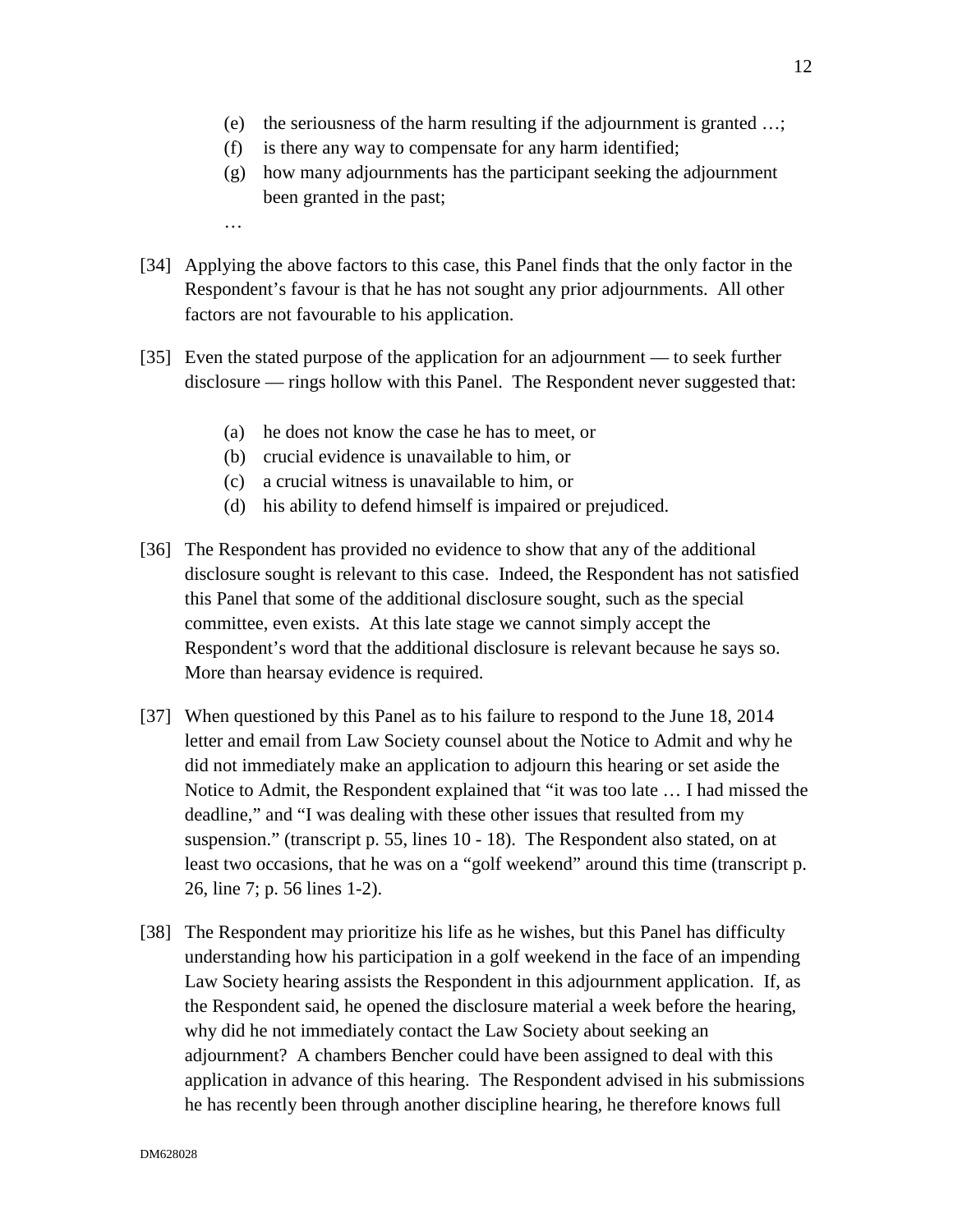(e) the seriousness of the harm resulting if the adjournment is granted …;

(f) is there any way to compensate for any harm identified;

(g) how many adjournments has the participant seeking the adjournment been granted in the past;

…

[34] Applying the above factors to this case, this Panel finds that the only factor in the Respondent's favour is that he has not sought any prior adjournments. All other factors are not favourable to his application.

[35] Even the stated purpose of the application for an adjournment — to seek further disclosure — rings hollow with this Panel. The Respondent never suggested that:

(a) he does not know the case he has to meet, or

(b) crucial evidence is unavailable to him, or

(c) a crucial witness is unavailable to him, or

(d) his ability to defend himself is impaired or prejudiced.

[36] The Respondent has provided no evidence to show that any of the additional disclosure sought is relevant to this case. Indeed, the Respondent has not satisfied this Panel that some of the additional disclosure sought, such as the special committee, even exists. At this late stage we cannot simply accept the Respondent's word that the additional disclosure is relevant because he says so. More than hearsay evidence is required.

[37] When questioned by this Panel as to his failure to respond to the June 18, 2014 letter and email from Law Society counsel about the Notice to Admit and why he did not immediately make an application to adjourn this hearing or set aside the Notice to Admit, the Respondent explained that "it was too late … I had missed the deadline," and "I was dealing with these other issues that resulted from my suspension." (transcript p. 55, lines 10 - 18). The Respondent also stated, on at least two occasions, that he was on a "golf weekend" around this time (transcript p. 26, line 7; p. 56 lines 1-2).

[38] The Respondent may prioritize his life as he wishes, but this Panel has difficulty understanding how his participation in a golf weekend in the face of an impending Law Society hearing assists the Respondent in this adjournment application. If, as the Respondent said, he opened the disclosure material a week before the hearing, why did he not immediately contact the Law Society about seeking an adjournment? A chambers Bencher could have been assigned to deal with this application in advance of this hearing. The Respondent advised in his submissions he has recently been through another discipline hearing, he therefore knows full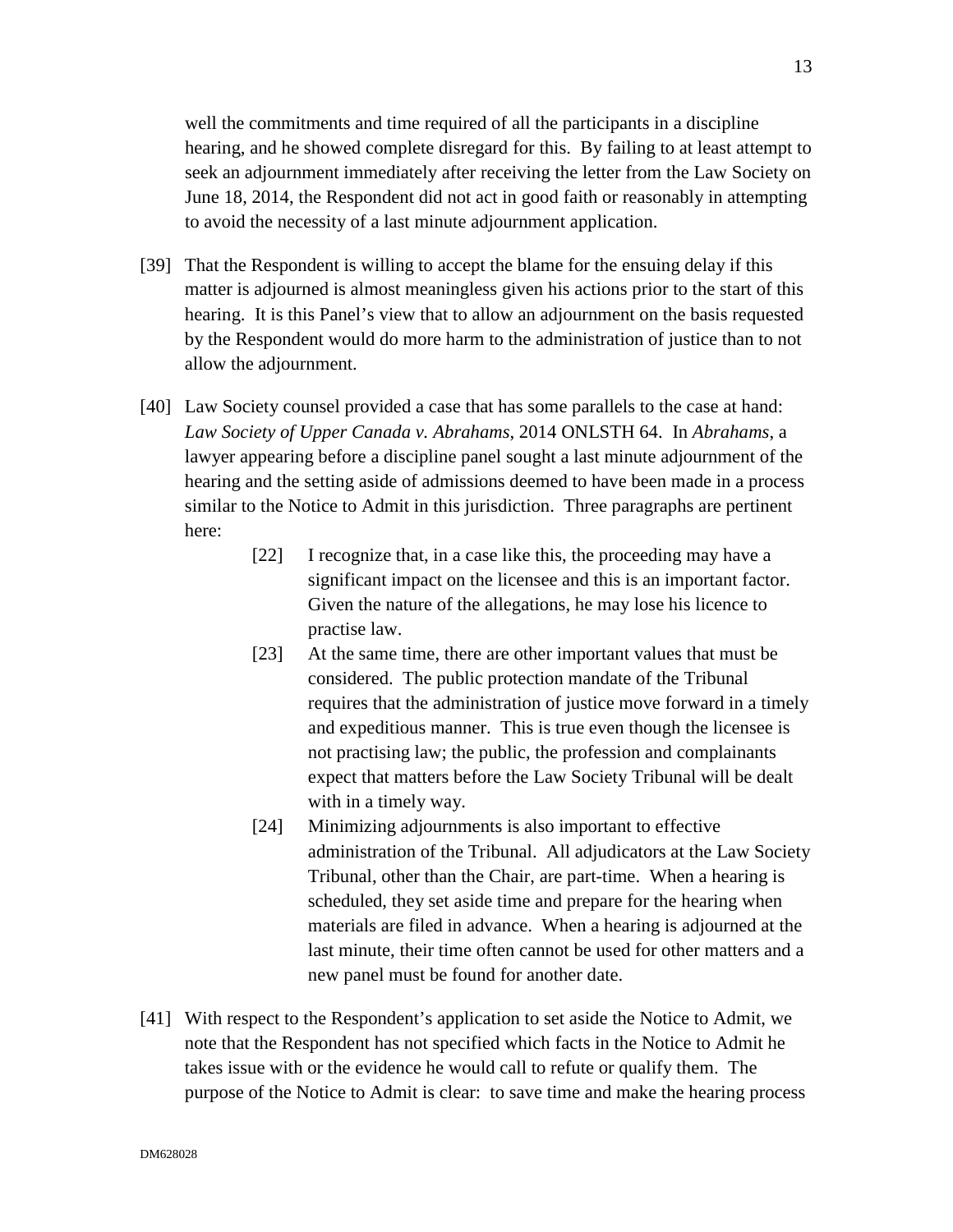well the commitments and time required of all the participants in a discipline hearing, and he showed complete disregard for this. By failing to at least attempt to seek an adjournment immediately after receiving the letter from the Law Society on June 18, 2014, the Respondent did not act in good faith or reasonably in attempting to avoid the necessity of a last minute adjournment application.

[39] That the Respondent is willing to accept the blame for the ensuing delay if this matter is adjourned is almost meaningless given his actions prior to the start of this hearing. It is this Panel's view that to allow an adjournment on the basis requested by the Respondent would do more harm to the administration of justice than to not allow the adjournment.

[40] Law Society counsel provided a case that has some parallels to the case at hand: *Law Society of Upper Canada v. Abrahams*, 2014 ONLSTH 64. In *Abrahams*, a lawyer appearing before a discipline panel sought a last minute adjournment of the hearing and the setting aside of admissions deemed to have been made in a process similar to the Notice to Admit in this jurisdiction. Three paragraphs are pertinent here:

> [22] I recognize that, in a case like this, the proceeding may have a significant impact on the licensee and this is an important factor. Given the nature of the allegations, he may lose his licence to practise law.
>
> [23] At the same time, there are other important values that must be considered. The public protection mandate of the Tribunal requires that the administration of justice move forward in a timely and expeditious manner. This is true even though the licensee is not practising law; the public, the profession and complainants expect that matters before the Law Society Tribunal will be dealt with in a timely way.
>
> [24] Minimizing adjournments is also important to effective administration of the Tribunal. All adjudicators at the Law Society Tribunal, other than the Chair, are part-time. When a hearing is scheduled, they set aside time and prepare for the hearing when materials are filed in advance. When a hearing is adjourned at the last minute, their time often cannot be used for other matters and a new panel must be found for another date.

[41] With respect to the Respondent's application to set aside the Notice to Admit, we note that the Respondent has not specified which facts in the Notice to Admit he takes issue with or the evidence he would call to refute or qualify them. The purpose of the Notice to Admit is clear: to save time and make the hearing process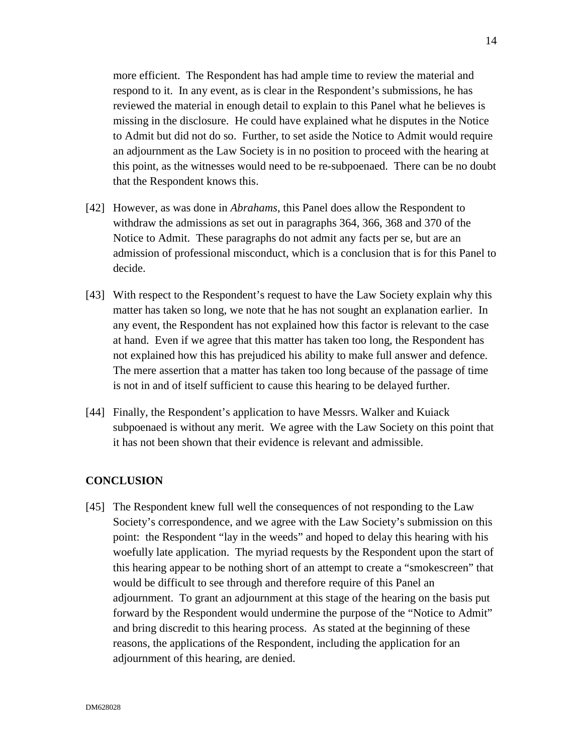more efficient. The Respondent has had ample time to review the material and respond to it. In any event, as is clear in the Respondent's submissions, he has reviewed the material in enough detail to explain to this Panel what he believes is missing in the disclosure. He could have explained what he disputes in the Notice to Admit but did not do so. Further, to set aside the Notice to Admit would require an adjournment as the Law Society is in no position to proceed with the hearing at this point, as the witnesses would need to be re-subpoenaed. There can be no doubt that the Respondent knows this.

[42] However, as was done in *Abrahams*, this Panel does allow the Respondent to withdraw the admissions as set out in paragraphs 364, 366, 368 and 370 of the Notice to Admit. These paragraphs do not admit any facts per se, but are an admission of professional misconduct, which is a conclusion that is for this Panel to decide.

[43] With respect to the Respondent's request to have the Law Society explain why this matter has taken so long, we note that he has not sought an explanation earlier. In any event, the Respondent has not explained how this factor is relevant to the case at hand. Even if we agree that this matter has taken too long, the Respondent has not explained how this has prejudiced his ability to make full answer and defence. The mere assertion that a matter has taken too long because of the passage of time is not in and of itself sufficient to cause this hearing to be delayed further.

[44] Finally, the Respondent's application to have Messrs. Walker and Kuiack subpoenaed is without any merit. We agree with the Law Society on this point that it has not been shown that their evidence is relevant and admissible.

## CONCLUSION

[45] The Respondent knew full well the consequences of not responding to the Law Society's correspondence, and we agree with the Law Society's submission on this point: the Respondent "lay in the weeds" and hoped to delay this hearing with his woefully late application. The myriad requests by the Respondent upon the start of this hearing appear to be nothing short of an attempt to create a "smokescreen" that would be difficult to see through and therefore require of this Panel an adjournment. To grant an adjournment at this stage of the hearing on the basis put forward by the Respondent would undermine the purpose of the "Notice to Admit" and bring discredit to this hearing process. As stated at the beginning of these reasons, the applications of the Respondent, including the application for an adjournment of this hearing, are denied.

DM628028